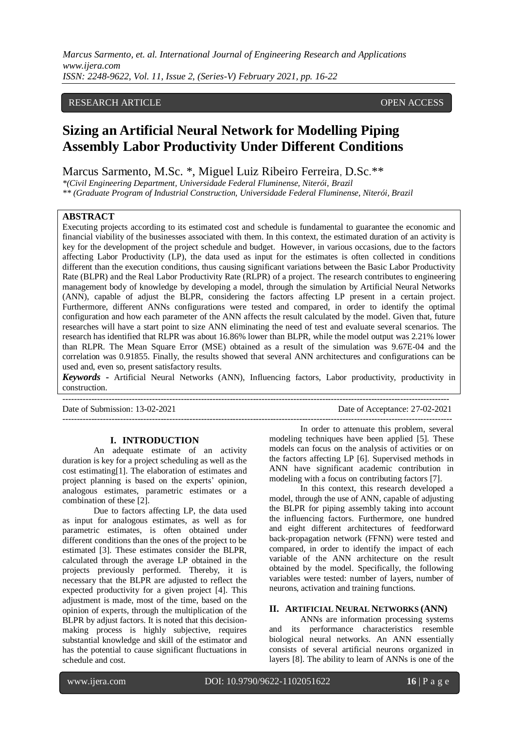RESEARCH ARTICLE OPEN ACCESS

# Sizing an Artificial Neural Network for Modelling Piping Assembly Labor Productivity Under Different Conditions

Marcus Sarmento, M.Sc. *, Miguel Luiz Ribeiro Ferreira, D.Sc.**

*(Civil Engineering Department, Universidade Federal Fluminense, Niterói, Brazil

** (Graduate Program of Industrial Construction, Universidade Federal Fluminense, Niterói, Brazil

## ABSTRACT

Executing projects according to its estimated cost and schedule is fundamental to guarantee the economic and financial viability of the businesses associated with them. In this context, the estimated duration of an activity is key for the development of the project schedule and budget. However, in various occasions, due to the factors affecting Labor Productivity (LP), the data used as input for the estimates is often collected in conditions different than the execution conditions, thus causing significant variations between the Basic Labor Productivity Rate (BLPR) and the Real Labor Productivity Rate (RLPR) of a project. The research contributes to engineering management body of knowledge by developing a model, through the simulation by Artificial Neural Networks (ANN), capable of adjust the BLPR, considering the factors affecting LP present in a certain project. Furthermore, different ANNs configurations were tested and compared, in order to identify the optimal configuration and how each parameter of the ANN affects the result calculated by the model. Given that, future researches will have a start point to size ANN eliminating the need of test and evaluate several scenarios. The research has identified that RLPR was about 16.86% lower than BLPR, while the model output was 2.21% lower than RLPR. The Mean Square Error (MSE) obtained as a result of the simulation was 9.67E-04 and the correlation was 0.91855. Finally, the results showed that several ANN architectures and configurations can be used and, even so, present satisfactory results.

***Keywords* -** Artificial Neural Networks (ANN), Influencing factors, Labor productivity, productivity in construction.

Date of Submission: 13-02-2021 Date of Acceptance: 27-02-2021

## I. INTRODUCTION

An adequate estimate of an activity duration is key for a project scheduling as well as the cost estimating[1]. The elaboration of estimates and project planning is based on the experts' opinion, analogous estimates, parametric estimates or a combination of these [2].

Due to factors affecting LP, the data used as input for analogous estimates, as well as for parametric estimates, is often obtained under different conditions than the ones of the project to be estimated [3]. These estimates consider the BLPR, calculated through the average LP obtained in the projects previously performed. Thereby, it is necessary that the BLPR are adjusted to reflect the expected productivity for a given project [4]. This adjustment is made, most of the time, based on the opinion of experts, through the multiplication of the BLPR by adjust factors. It is noted that this decision-making process is highly subjective, requires substantial knowledge and skill of the estimator and has the potential to cause significant fluctuations in schedule and cost.

In order to attenuate this problem, several modeling techniques have been applied [5]. These models can focus on the analysis of activities or on the factors affecting LP [6]. Supervised methods in ANN have significant academic contribution in modeling with a focus on contributing factors [7].

In this context, this research developed a model, through the use of ANN, capable of adjusting the BLPR for piping assembly taking into account the influencing factors. Furthermore, one hundred and eight different architectures of feedforward back-propagation network (FFNN) were tested and compared, in order to identify the impact of each variable of the ANN architecture on the result obtained by the model. Specifically, the following variables were tested: number of layers, number of neurons, activation and training functions.

## II. ARTIFICIAL NEURAL NETWORKS (ANN)

ANNs are information processing systems and its performance characteristics resemble biological neural networks. An ANN essentially consists of several artificial neurons organized in layers [8]. The ability to learn of ANNs is one of the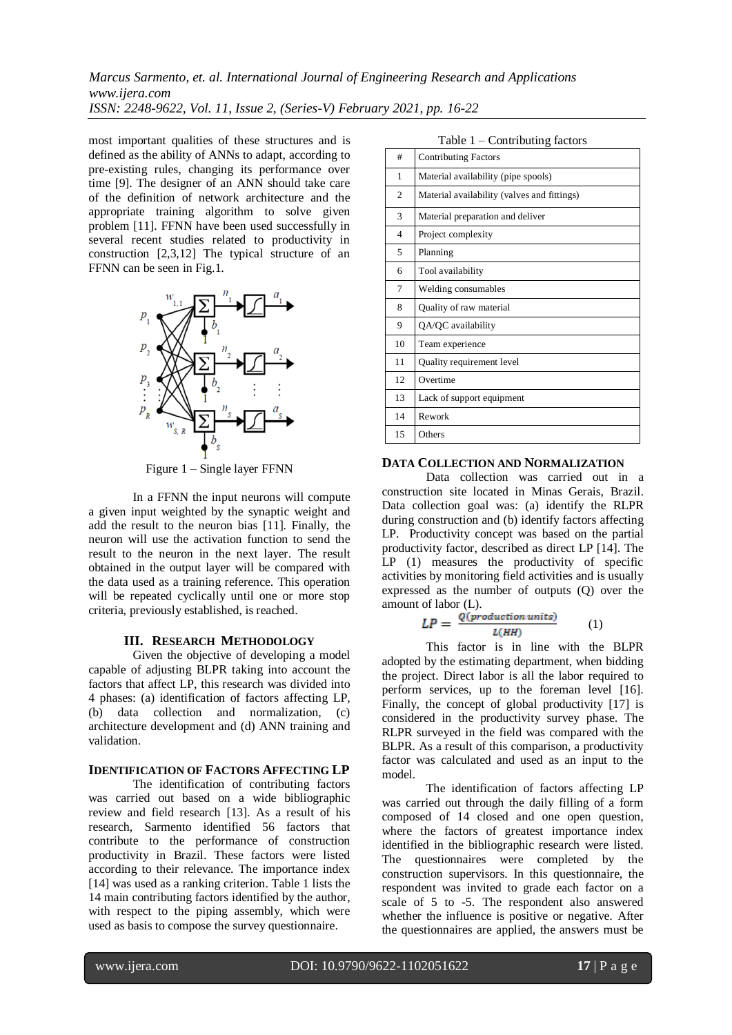most important qualities of these structures and is defined as the ability of ANNs to adapt, according to pre-existing rules, changing its performance over time [9]. The designer of an ANN should take care of the definition of network architecture and the appropriate training algorithm to solve given problem [11]. FFNN have been used successfully in several recent studies related to productivity in construction [2,3,12] The typical structure of an FFNN can be seen in Fig.1.

Figure 1 – Single layer FFNN

In a FFNN the input neurons will compute a given input weighted by the synaptic weight and add the result to the neuron bias [11]. Finally, the neuron will use the activation function to send the result to the neuron in the next layer. The result obtained in the output layer will be compared with the data used as a training reference. This operation will be repeated cyclically until one or more stop criteria, previously established, is reached.

## III. RESEARCH METHODOLOGY

Given the objective of developing a model capable of adjusting BLPR taking into account the factors that affect LP, this research was divided into 4 phases: (a) identification of factors affecting LP, (b) data collection and normalization, (c) architecture development and (d) ANN training and validation.

### IDENTIFICATION OF FACTORS AFFECTING LP

The identification of contributing factors was carried out based on a wide bibliographic review and field research [13]. As a result of his research, Sarmento identified 56 factors that contribute to the performance of construction productivity in Brazil. These factors were listed according to their relevance. The importance index [14] was used as a ranking criterion. Table 1 lists the 14 main contributing factors identified by the author, with respect to the piping assembly, which were used as basis to compose the survey questionnaire.

Table 1 – Contributing factors

| # | Contributing Factors |
|---|---|
| 1 | Material availability (pipe spools) |
| 2 | Material availability (valves and fittings) |
| 3 | Material preparation and deliver |
| 4 | Project complexity |
| 5 | Planning |
| 6 | Tool availability |
| 7 | Welding consumables |
| 8 | Quality of raw material |
| 9 | QA/QC availability |
| 10 | Team experience |
| 11 | Quality requirement level |
| 12 | Overtime |
| 13 | Lack of support equipment |
| 14 | Rework |
| 15 | Others |

### DATA COLLECTION AND NORMALIZATION

Data collection was carried out in a construction site located in Minas Gerais, Brazil. Data collection goal was: (a) identify the RLPR during construction and (b) identify factors affecting LP. Productivity concept was based on the partial productivity factor, described as direct LP [14]. The LP (1) measures the productivity of specific activities by monitoring field activities and is usually expressed as the number of outputs (Q) over the amount of labor (L).

$$LP = \frac{Q(production\ units)}{L(HH)} \qquad (1)$$

This factor is in line with the BLPR adopted by the estimating department, when bidding the project. Direct labor is all the labor required to perform services, up to the foreman level [16]. Finally, the concept of global productivity [17] is considered in the productivity survey phase. The RLPR surveyed in the field was compared with the BLPR. As a result of this comparison, a productivity factor was calculated and used as an input to the model.

The identification of factors affecting LP was carried out through the daily filling of a form composed of 14 closed and one open question, where the factors of greatest importance index identified in the bibliographic research were listed. The questionnaires were completed by the construction supervisors. In this questionnaire, the respondent was invited to grade each factor on a scale of 5 to -5. The respondent also answered whether the influence is positive or negative. After the questionnaires are applied, the answers must be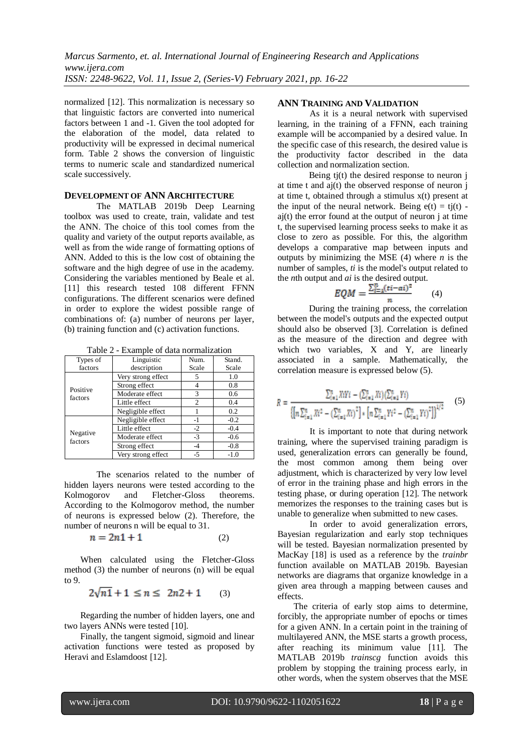normalized [12]. This normalization is necessary so that linguistic factors are converted into numerical factors between 1 and -1. Given the tool adopted for the elaboration of the model, data related to productivity will be expressed in decimal numerical form. Table 2 shows the conversion of linguistic terms to numeric scale and standardized numerical scale successively.

### DEVELOPMENT OF ANN ARCHITECTURE

The MATLAB 2019b Deep Learning toolbox was used to create, train, validate and test the ANN. The choice of this tool comes from the quality and variety of the output reports available, as well as from the wide range of formatting options of ANN. Added to this is the low cost of obtaining the software and the high degree of use in the academy. Considering the variables mentioned by Beale et al. [11] this research tested 108 different FFNN configurations. The different scenarios were defined in order to explore the widest possible range of combinations of: (a) number of neurons per layer, (b) training function and (c) activation functions.

Table 2 - Example of data normalization

| Types of factors | Linguistic description | Num. Scale | Stand. Scale |
|---|---|---|---|
| Positive factors | Very strong effect | 5 | 1.0 |
| | Strong effect | 4 | 0.8 |
| | Moderate effect | 3 | 0.6 |
| | Little effect | 2 | 0.4 |
| | Negligible effect | 1 | 0.2 |
| Negative factors | Negligible effect | -1 | -0.2 |
| | Little effect | -2 | -0.4 |
| | Moderate effect | -3 | -0.6 |
| | Strong effect | -4 | -0.8 |
| | Very strong effect | -5 | -1.0 |

The scenarios related to the number of hidden layers neurons were tested according to the Kolmogorov and Fletcher-Gloss theorems. According to the Kolmogorov method, the number of neurons is expressed below (2). Therefore, the number of neurons n will be equal to 31.

$$n = 2n1 + 1 \qquad (2)$$

When calculated using the Fletcher-Gloss method (3) the number of neurons (n) will be equal to 9.

$$2\sqrt{n1} + 1 \leq n \leq 2n2 + 1 \qquad (3)$$

Regarding the number of hidden layers, one and two layers ANNs were tested [10].

Finally, the tangent sigmoid, sigmoid and linear activation functions were tested as proposed by Heravi and Eslamdoost [12].

### ANN TRAINING AND VALIDATION

As it is a neural network with supervised learning, in the training of a FFNN, each training example will be accompanied by a desired value. In the specific case of this research, the desired value is the productivity factor described in the data collection and normalization section.

Being tj(t) the desired response to neuron j at time t and aj(t) the observed response of neuron j at time t, obtained through a stimulus x(t) present at the input of the neural network. Being e(t) = tj(t) - aj(t) the error found at the output of neuron j at time t, the supervised learning process seeks to make it as close to zero as possible. For this, the algorithm develops a comparative map between inputs and outputs by minimizing the MSE (4) where *n* is the number of samples, *ti* is the model's output related to the *n*th output and *ai* is the desired output.

$$EQM = \frac{\sum_{i=1}^{n}(ti - ai)^2}{n} \qquad (4)$$

During the training process, the correlation between the model's outputs and the expected output should also be observed [3]. Correlation is defined as the measure of the direction and degree with which two variables, X and Y, are linearly associated in a sample. Mathematically, the correlation measure is expressed below (5).

$$R = \frac{\sum_{i=1}^{n} XiYi - (\sum_{i=1}^{n} Xi)(\sum_{i=1}^{n} Yi)}{\{[n\sum_{i=1}^{n} Xi^2 - (\sum_{i=1}^{n} Xi)^2] * [n\sum_{i=1}^{n} Yi^2 - (\sum_{i=1}^{n} Yi)^2]\}^{1/2}} \qquad (5)$$

It is important to note that during network training, where the supervised training paradigm is used, generalization errors can generally be found, the most common among them being over adjustment, which is characterized by very low level of error in the training phase and high errors in the testing phase, or during operation [12]. The network memorizes the responses to the training cases but is unable to generalize when submitted to new cases.

In order to avoid generalization errors, Bayesian regularization and early stop techniques will be tested. Bayesian normalization presented by MacKay [18] is used as a reference by the *trainbr* function available on MATLAB 2019b. Bayesian networks are diagrams that organize knowledge in a given area through a mapping between causes and effects.

The criteria of early stop aims to determine, forcibly, the appropriate number of epochs or times for a given ANN. In a certain point in the training of multilayered ANN, the MSE starts a growth process, after reaching its minimum value [11]. The MATLAB 2019b *trainscg* function avoids this problem by stopping the training process early, in other words, when the system observes that the MSE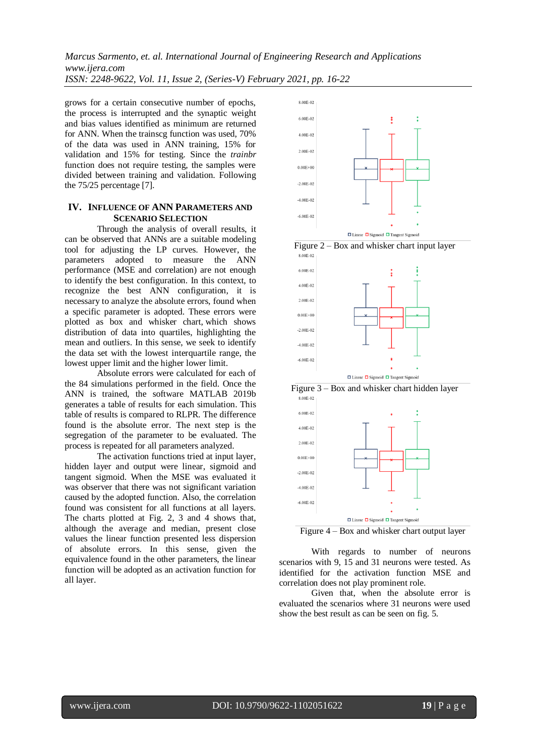grows for a certain consecutive number of epochs, the process is interrupted and the synaptic weight and bias values identified as minimum are returned for ANN. When the trainscg function was used, 70% of the data was used in ANN training, 15% for validation and 15% for testing. Since the *trainbr* function does not require testing, the samples were divided between training and validation. Following the 75/25 percentage [7].

## IV. INFLUENCE OF ANN PARAMETERS AND SCENARIO SELECTION

Through the analysis of overall results, it can be observed that ANNs are a suitable modeling tool for adjusting the LP curves. However, the parameters adopted to measure the ANN performance (MSE and correlation) are not enough to identify the best configuration. In this context, to recognize the best ANN configuration, it is necessary to analyze the absolute errors, found when a specific parameter is adopted. These errors were plotted as box and whisker chart, which shows distribution of data into quartiles, highlighting the mean and outliers. In this sense, we seek to identify the data set with the lowest interquartile range, the lowest upper limit and the higher lower limit.

Absolute errors were calculated for each of the 84 simulations performed in the field. Once the ANN is trained, the software MATLAB 2019b generates a table of results for each simulation. This table of results is compared to RLPR. The difference found is the absolute error. The next step is the segregation of the parameter to be evaluated. The process is repeated for all parameters analyzed.

The activation functions tried at input layer, hidden layer and output were linear, sigmoid and tangent sigmoid. When the MSE was evaluated it was observer that there was not significant variation caused by the adopted function. Also, the correlation found was consistent for all functions at all layers. The charts plotted at Fig. 2, 3 and 4 shows that, although the average and median, present close values the linear function presented less dispersion of absolute errors. In this sense, given the equivalence found in the other parameters, the linear function will be adopted as an activation function for all layer.

Figure 2 – Box and whisker chart input layer

Figure 3 – Box and whisker chart hidden layer

Figure 4 – Box and whisker chart output layer

With regards to number of neurons scenarios with 9, 15 and 31 neurons were tested. As identified for the activation function MSE and correlation does not play prominent role.

Given that, when the absolute error is evaluated the scenarios where 31 neurons were used show the best result as can be seen on fig. 5.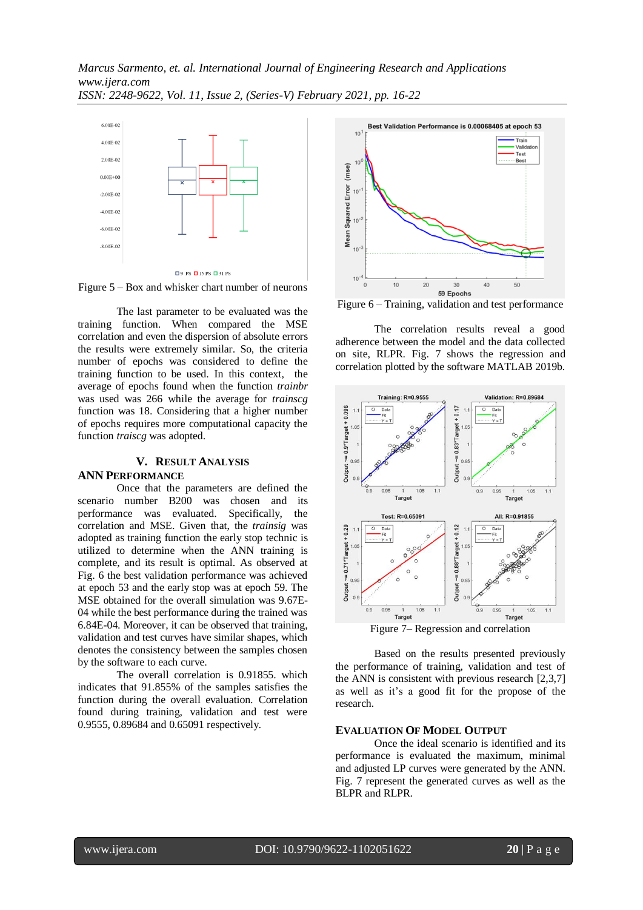Figure 5 – Box and whisker chart number of neurons

The last parameter to be evaluated was the training function. When compared the MSE correlation and even the dispersion of absolute errors the results were extremely similar. So, the criteria number of epochs was considered to define the training function to be used. In this context, the average of epochs found when the function *trainbr* was used was 266 while the average for *trainscg* function was 18. Considering that a higher number of epochs requires more computational capacity the function *traiscg* was adopted.

## V. RESULT ANALYSIS

### ANN PERFORMANCE

Once that the parameters are defined the scenario number B200 was chosen and its performance was evaluated. Specifically, the correlation and MSE. Given that, the *trainsig* was adopted as training function the early stop technic is utilized to determine when the ANN training is complete, and its result is optimal. As observed at Fig. 6 the best validation performance was achieved at epoch 53 and the early stop was at epoch 59. The MSE obtained for the overall simulation was 9.67E-04 while the best performance during the trained was 6.84E-04. Moreover, it can be observed that training, validation and test curves have similar shapes, which denotes the consistency between the samples chosen by the software to each curve.

The overall correlation is 0.91855. which indicates that 91.855% of the samples satisfies the function during the overall evaluation. Correlation found during training, validation and test were 0.9555, 0.89684 and 0.65091 respectively.

Figure 6 – Training, validation and test performance

The correlation results reveal a good adherence between the model and the data collected on site, RLPR. Fig. 7 shows the regression and correlation plotted by the software MATLAB 2019b.

Figure 7– Regression and correlation

Based on the results presented previously the performance of training, validation and test of the ANN is consistent with previous research [2,3,7] as well as it's a good fit for the propose of the research.

### EVALUATION OF MODEL OUTPUT

Once the ideal scenario is identified and its performance is evaluated the maximum, minimal and adjusted LP curves were generated by the ANN. Fig. 7 represent the generated curves as well as the BLPR and RLPR.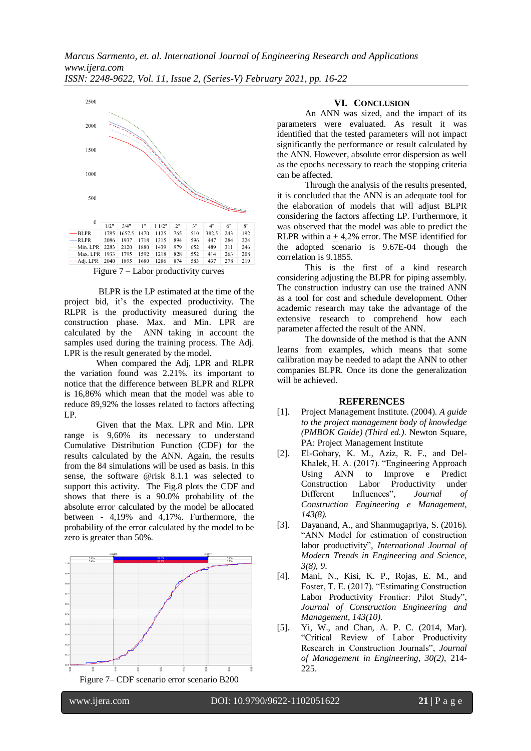| | 1/2" | 3/4" | 1" | 1 1/2" | 2" | 3" | 4" | 6" | 8" |
|---|---|---|---|---|---|---|---|---|---|
| BLPR | 1785 | 1657.5 | 1470 | 1125 | 765 | 510 | 382.5 | 243 | 192 |
| RLPR | 2086 | 1937 | 1718 | 1315 | 894 | 596 | 447 | 284 | 224 |
| Min. LPR | 2283 | 2120 | 1880 | 1439 | 979 | 652 | 489 | 311 | 246 |
| Max. LPR | 1933 | 1795 | 1592 | 1218 | 828 | 552 | 414 | 263 | 208 |
| Adj. LPR | 2040 | 1895 | 1680 | 1286 | 874 | 583 | 437 | 278 | 219 |

Figure 7 – Labor productivity curves

BLPR is the LP estimated at the time of the project bid, it's the expected productivity. The RLPR is the productivity measured during the construction phase. Max. and Min. LPR are calculated by the ANN taking in account the samples used during the training process. The Adj. LPR is the result generated by the model.

When compared the Adj, LPR and RLPR the variation found was 2.21%. its important to notice that the difference between BLPR and RLPR is 16,86% which mean that the model was able to reduce 89,92% the losses related to factors affecting LP.

Given that the Max. LPR and Min. LPR range is 9,60% its necessary to understand Cumulative Distribution Function (CDF) for the results calculated by the ANN. Again, the results from the 84 simulations will be used as basis. In this sense, the software @risk 8.1.1 was selected to support this activity. The Fig.8 plots the CDF and shows that there is a 90.0% probability of the absolute error calculated by the model be allocated between - 4,19% and 4,17%. Furthermore, the probability of the error calculated by the model to be zero is greater than 50%.

Figure 7– CDF scenario error scenario B200

## VI. Conclusion

An ANN was sized, and the impact of its parameters were evaluated. As result it was identified that the tested parameters will not impact significantly the performance or result calculated by the ANN. However, absolute error dispersion as well as the epochs necessary to reach the stopping criteria can be affected.

Through the analysis of the results presented, it is concluded that the ANN is an adequate tool for the elaboration of models that will adjust BLPR considering the factors affecting LP. Furthermore, it was observed that the model was able to predict the RLPR within a ± 4,2% error. The MSE identified for the adopted scenario is 9.67E-04 though the correlation is 9.1855.

This is the first of a kind research considering adjusting the BLPR for piping assembly. The construction industry can use the trained ANN as a tool for cost and schedule development. Other academic research may take the advantage of the extensive research to comprehend how each parameter affected the result of the ANN.

The downside of the method is that the ANN learns from examples, which means that some calibration may be needed to adapt the ANN to other companies BLPR. Once its done the generalization will be achieved.

## REFERENCES

[1]. Project Management Institute. (2004). *A guide to the project management body of knowledge (PMBOK Guide) (Third ed.)*. Newton Square, PA: Project Management Institute

[2]. El-Gohary, K. M., Aziz, R. F., and Del-Khalek, H. A. (2017). "Engineering Approach Using ANN to Improve e Predict Construction Labor Productivity under Different Influences", *Journal of Construction Engineering e Management, 143(8).*

[3]. Dayanand, A., and Shanmugapriya, S. (2016). "ANN Model for estimation of construction labor productivity", *International Journal of Modern Trends in Engineering and Science, 3(8), 9.*

[4]. Mani, N., Kisi, K. P., Rojas, E. M., and Foster, T. E. (2017). "Estimating Construction Labor Productivity Frontier: Pilot Study", *Journal of Construction Engineering and Management, 143(10).*

[5]. Yi, W., and Chan, A. P. C. (2014, Mar). "Critical Review of Labor Productivity Research in Construction Journals", *Journal of Management in Engineering, 30(2)*, 214-225.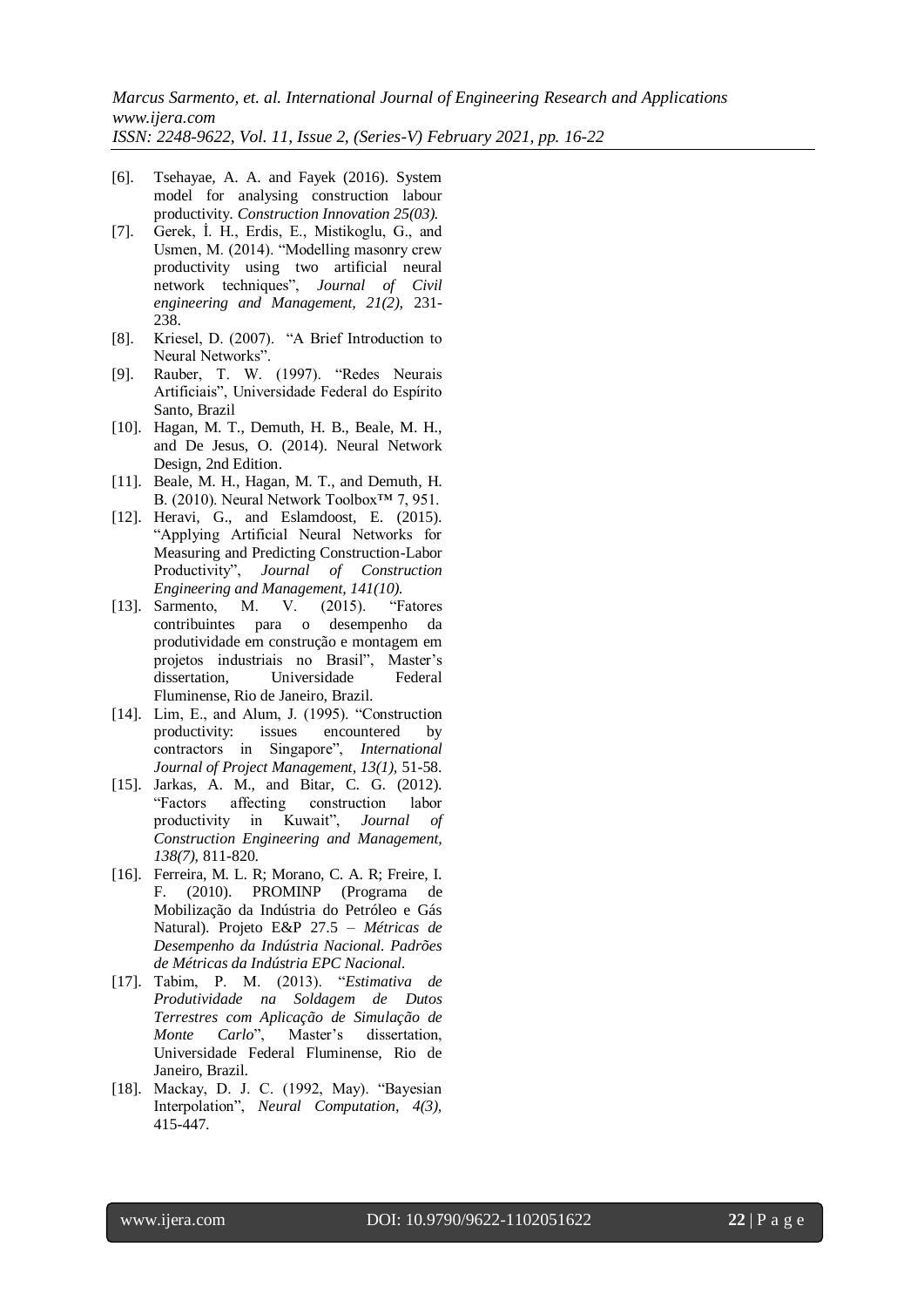[6]. Tsehayae, A. A. and Fayek (2016). System model for analysing construction labour productivity. *Construction Innovation 25(03).*

[7]. Gerek, İ. H., Erdis, E., Mistikoglu, G., and Usmen, M. (2014). "Modelling masonry crew productivity using two artificial neural network techniques", *Journal of Civil engineering and Management, 21(2),* 231-238.

[8]. Kriesel, D. (2007). "A Brief Introduction to Neural Networks".

[9]. Rauber, T. W. (1997). "Redes Neurais Artificiais", Universidade Federal do Espírito Santo, Brazil

[10]. Hagan, M. T., Demuth, H. B., Beale, M. H., and De Jesus, O. (2014). Neural Network Design, 2nd Edition.

[11]. Beale, M. H., Hagan, M. T., and Demuth, H. B. (2010). Neural Network Toolbox™ 7, 951.

[12]. Heravi, G., and Eslamdoost, E. (2015). "Applying Artificial Neural Networks for Measuring and Predicting Construction-Labor Productivity", *Journal of Construction Engineering and Management, 141(10).*

[13]. Sarmento, M. V. (2015). "Fatores contribuintes para o desempenho da produtividade em construção e montagem em projetos industriais no Brasil", Master's dissertation, Universidade Federal Fluminense, Rio de Janeiro, Brazil.

[14]. Lim, E., and Alum, J. (1995). "Construction productivity: issues encountered by contractors in Singapore", *International Journal of Project Management, 13(1),* 51-58.

[15]. Jarkas, A. M., and Bitar, C. G. (2012). "Factors affecting construction labor productivity in Kuwait", *Journal of Construction Engineering and Management, 138(7),* 811-820.

[16]. Ferreira, M. L. R; Morano, C. A. R; Freire, I. F. (2010). PROMINP (Programa de Mobilização da Indústria do Petróleo e Gás Natural). Projeto E&P 27.5 – *Métricas de Desempenho da Indústria Nacional. Padrões de Métricas da Indústria EPC Nacional.*

[17]. Tabim, P. M. (2013). "*Estimativa de Produtividade na Soldagem de Dutos Terrestres com Aplicação de Simulação de Monte Carlo*", Master's dissertation, Universidade Federal Fluminense, Rio de Janeiro, Brazil.

[18]. Mackay, D. J. C. (1992, May). "Bayesian Interpolation", *Neural Computation, 4(3),* 415-447.